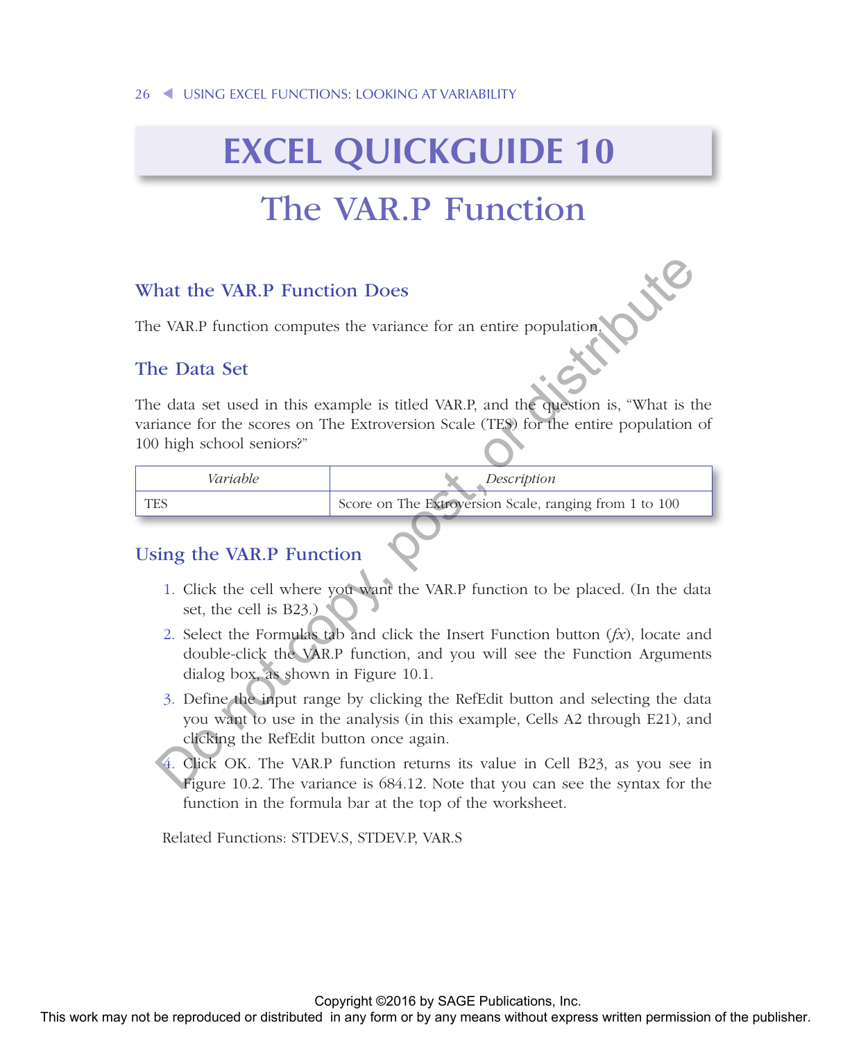# EXCEL QUICKGUIDE 10

# The VAR.P Function

## What the VAR.P Function Does

The VAR.P function computes the variance for an entire population.

## The Data Set

The data set used in this example is titled VAR.P, and the question is, "What is the variance for the scores on The Extroversion Scale (TES) for the entire population of 100 high school seniors?"

| *Variable* | *Description* |
|---|---|
| TES | Score on The Extroversion Scale, ranging from 1 to 100 |

## Using the VAR.P Function

1. Click the cell where you want the VAR.P function to be placed. (In the data set, the cell is B23.)
2. Select the Formulas tab and click the Insert Function button (*fx*), locate and double-click the VAR.P function, and you will see the Function Arguments dialog box, as shown in Figure 10.1.
3. Define the input range by clicking the RefEdit button and selecting the data you want to use in the analysis (in this example, Cells A2 through E21), and clicking the RefEdit button once again.
4. Click OK. The VAR.P function returns its value in Cell B23, as you see in Figure 10.2. The variance is 684.12. Note that you can see the syntax for the function in the formula bar at the top of the worksheet.

Related Functions: STDEV.S, STDEV.P, VAR.S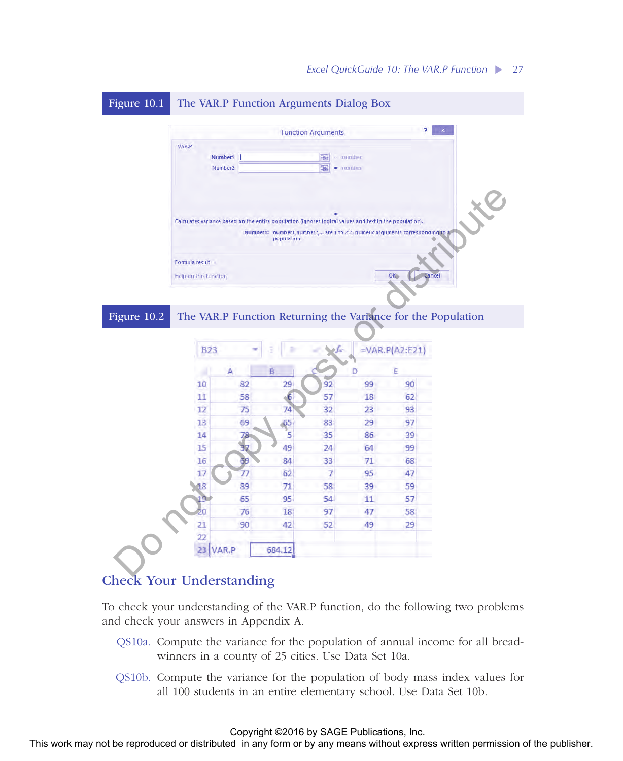**Figure 10.1** The VAR.P Function Arguments Dialog Box

Function Arguments

VAR.P

Number1 = number

Number2 = number

Calculates variance based on the entire population (ignores logical values and text in the population).

Number1: number1,number2,... are 1 to 255 numeric arguments corresponding to a population.

Formula result =

Help on this function

OK Cancel

**Figure 10.2** The VAR.P Function Returning the Variance for the Population

B23 =VAR.P(A2:E21)

| | A | B | C | D | E |
|---|---|---|---|---|---|
| 10 | 82 | 29 | 92 | 99 | 90 |
| 11 | 58 | 6 | 57 | 18 | 62 |
| 12 | 75 | 74 | 32 | 23 | 93 |
| 13 | 69 | 65 | 83 | 29 | 97 |
| 14 | 78 | 5 | 35 | 86 | 39 |
| 15 | 37 | 49 | 24 | 64 | 99 |
| 16 | 69 | 84 | 33 | 71 | 68 |
| 17 | 77 | 62 | 7 | 95 | 47 |
| 18 | 89 | 71 | 58 | 39 | 59 |
| 19 | 65 | 95 | 54 | 11 | 57 |
| 20 | 76 | 18 | 97 | 47 | 58 |
| 21 | 90 | 42 | 52 | 49 | 29 |
| 22 | | | | | |
| 23 | VAR.P | 684.12 | | | |

## Check Your Understanding

To check your understanding of the VAR.P function, do the following two problems and check your answers in Appendix A.

QS10a. Compute the variance for the population of annual income for all bread-winners in a county of 25 cities. Use Data Set 10a.

QS10b. Compute the variance for the population of body mass index values for all 100 students in an entire elementary school. Use Data Set 10b.